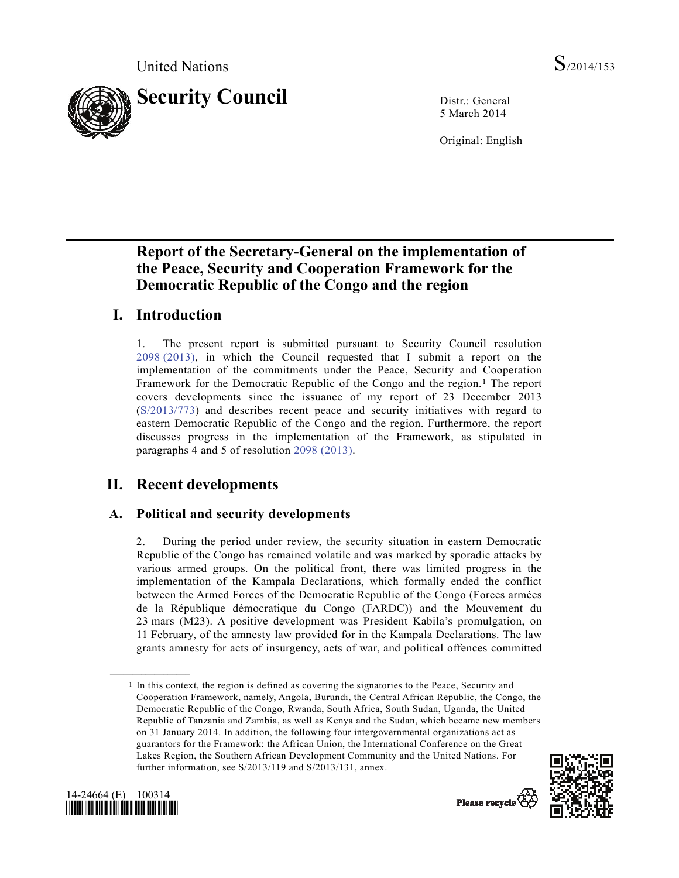United Nations S/2014/153

# Security Council

Distr.: General
5 March 2014

Original: English

## Report of the Secretary-General on the implementation of the Peace, Security and Cooperation Framework for the Democratic Republic of the Congo and the region

## I. Introduction

1. The present report is submitted pursuant to Security Council resolution 2098 (2013), in which the Council requested that I submit a report on the implementation of the commitments under the Peace, Security and Cooperation Framework for the Democratic Republic of the Congo and the region.[1] The report covers developments since the issuance of my report of 23 December 2013 (S/2013/773) and describes recent peace and security initiatives with regard to eastern Democratic Republic of the Congo and the region. Furthermore, the report discusses progress in the implementation of the Framework, as stipulated in paragraphs 4 and 5 of resolution 2098 (2013).

## II. Recent developments

### A. Political and security developments

2. During the period under review, the security situation in eastern Democratic Republic of the Congo has remained volatile and was marked by sporadic attacks by various armed groups. On the political front, there was limited progress in the implementation of the Kampala Declarations, which formally ended the conflict between the Armed Forces of the Democratic Republic of the Congo (Forces armées de la République démocratique du Congo (FARDC)) and the Mouvement du 23 mars (M23). A positive development was President Kabila's promulgation, on 11 February, of the amnesty law provided for in the Kampala Declarations. The law grants amnesty for acts of insurgency, acts of war, and political offences committed

---

[1] In this context, the region is defined as covering the signatories to the Peace, Security and Cooperation Framework, namely, Angola, Burundi, the Central African Republic, the Congo, the Democratic Republic of the Congo, Rwanda, South Africa, South Sudan, Uganda, the United Republic of Tanzania and Zambia, as well as Kenya and the Sudan, which became new members on 31 January 2014. In addition, the following four intergovernmental organizations act as guarantors for the Framework: the African Union, the International Conference on the Great Lakes Region, the Southern African Development Community and the United Nations. For further information, see S/2013/119 and S/2013/131, annex.

14-24664 (E) 100314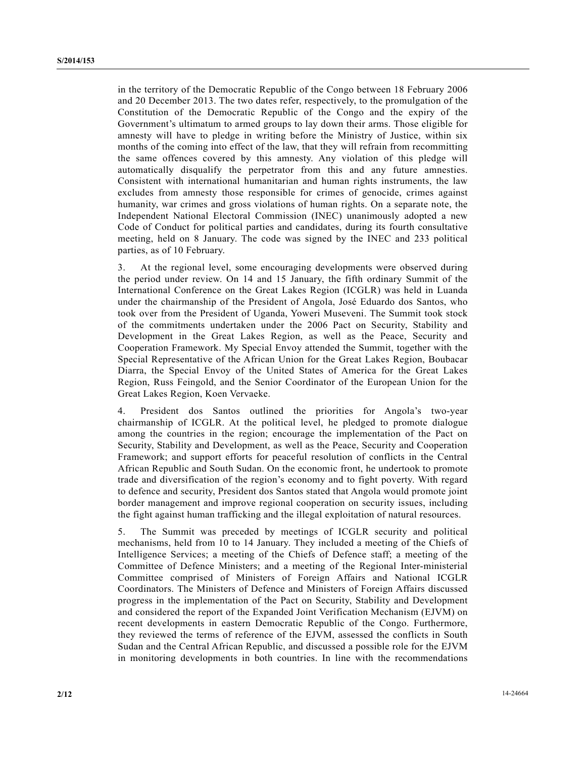in the territory of the Democratic Republic of the Congo between 18 February 2006 and 20 December 2013. The two dates refer, respectively, to the promulgation of the Constitution of the Democratic Republic of the Congo and the expiry of the Government's ultimatum to armed groups to lay down their arms. Those eligible for amnesty will have to pledge in writing before the Ministry of Justice, within six months of the coming into effect of the law, that they will refrain from recommitting the same offences covered by this amnesty. Any violation of this pledge will automatically disqualify the perpetrator from this and any future amnesties. Consistent with international humanitarian and human rights instruments, the law excludes from amnesty those responsible for crimes of genocide, crimes against humanity, war crimes and gross violations of human rights. On a separate note, the Independent National Electoral Commission (INEC) unanimously adopted a new Code of Conduct for political parties and candidates, during its fourth consultative meeting, held on 8 January. The code was signed by the INEC and 233 political parties, as of 10 February.

3. At the regional level, some encouraging developments were observed during the period under review. On 14 and 15 January, the fifth ordinary Summit of the International Conference on the Great Lakes Region (ICGLR) was held in Luanda under the chairmanship of the President of Angola, José Eduardo dos Santos, who took over from the President of Uganda, Yoweri Museveni. The Summit took stock of the commitments undertaken under the 2006 Pact on Security, Stability and Development in the Great Lakes Region, as well as the Peace, Security and Cooperation Framework. My Special Envoy attended the Summit, together with the Special Representative of the African Union for the Great Lakes Region, Boubacar Diarra, the Special Envoy of the United States of America for the Great Lakes Region, Russ Feingold, and the Senior Coordinator of the European Union for the Great Lakes Region, Koen Vervaeke.

4. President dos Santos outlined the priorities for Angola's two-year chairmanship of ICGLR. At the political level, he pledged to promote dialogue among the countries in the region; encourage the implementation of the Pact on Security, Stability and Development, as well as the Peace, Security and Cooperation Framework; and support efforts for peaceful resolution of conflicts in the Central African Republic and South Sudan. On the economic front, he undertook to promote trade and diversification of the region's economy and to fight poverty. With regard to defence and security, President dos Santos stated that Angola would promote joint border management and improve regional cooperation on security issues, including the fight against human trafficking and the illegal exploitation of natural resources.

5. The Summit was preceded by meetings of ICGLR security and political mechanisms, held from 10 to 14 January. They included a meeting of the Chiefs of Intelligence Services; a meeting of the Chiefs of Defence staff; a meeting of the Committee of Defence Ministers; and a meeting of the Regional Inter-ministerial Committee comprised of Ministers of Foreign Affairs and National ICGLR Coordinators. The Ministers of Defence and Ministers of Foreign Affairs discussed progress in the implementation of the Pact on Security, Stability and Development and considered the report of the Expanded Joint Verification Mechanism (EJVM) on recent developments in eastern Democratic Republic of the Congo. Furthermore, they reviewed the terms of reference of the EJVM, assessed the conflicts in South Sudan and the Central African Republic, and discussed a possible role for the EJVM in monitoring developments in both countries. In line with the recommendations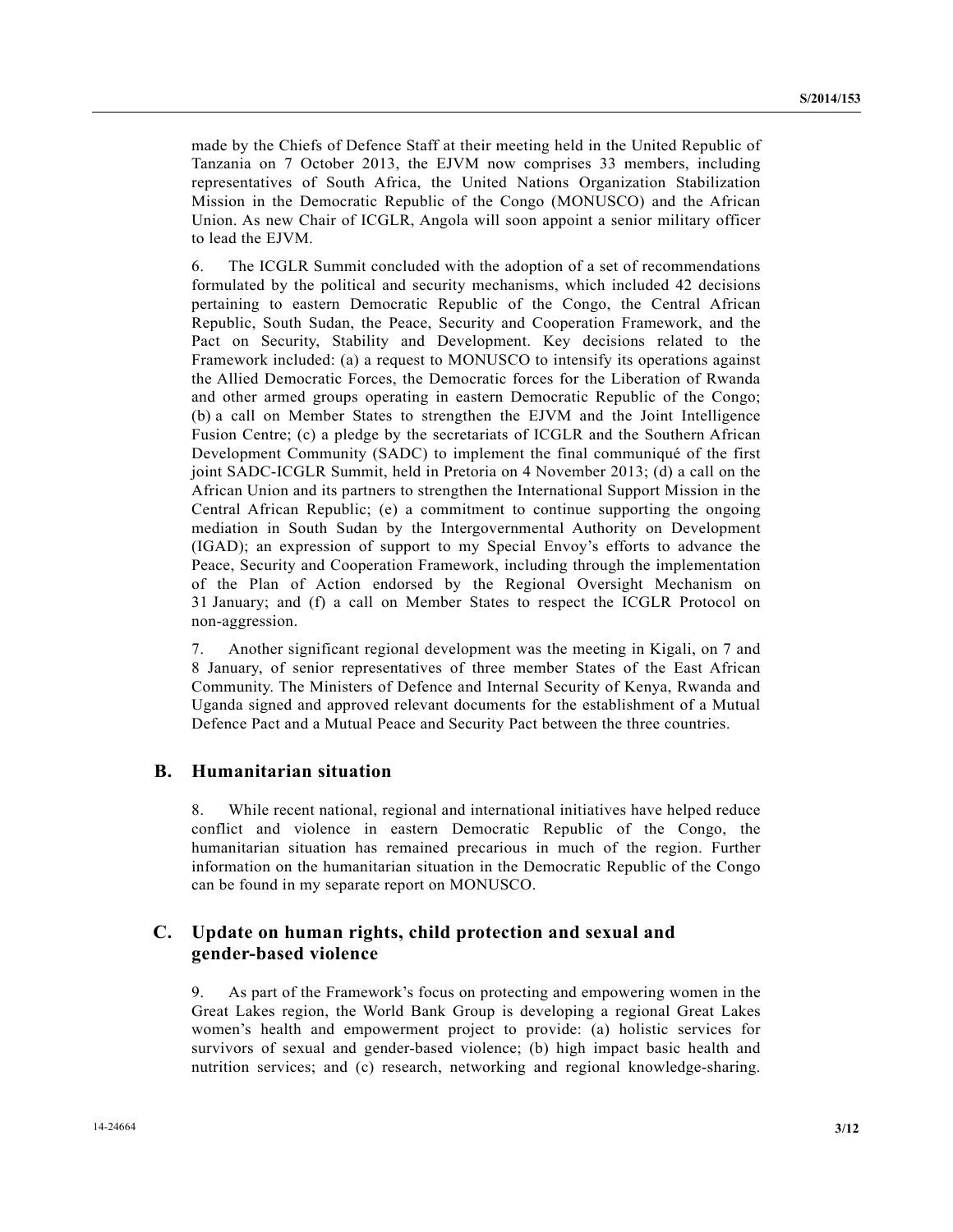made by the Chiefs of Defence Staff at their meeting held in the United Republic of Tanzania on 7 October 2013, the EJVM now comprises 33 members, including representatives of South Africa, the United Nations Organization Stabilization Mission in the Democratic Republic of the Congo (MONUSCO) and the African Union. As new Chair of ICGLR, Angola will soon appoint a senior military officer to lead the EJVM.

6. The ICGLR Summit concluded with the adoption of a set of recommendations formulated by the political and security mechanisms, which included 42 decisions pertaining to eastern Democratic Republic of the Congo, the Central African Republic, South Sudan, the Peace, Security and Cooperation Framework, and the Pact on Security, Stability and Development. Key decisions related to the Framework included: (a) a request to MONUSCO to intensify its operations against the Allied Democratic Forces, the Democratic forces for the Liberation of Rwanda and other armed groups operating in eastern Democratic Republic of the Congo; (b) a call on Member States to strengthen the EJVM and the Joint Intelligence Fusion Centre; (c) a pledge by the secretariats of ICGLR and the Southern African Development Community (SADC) to implement the final communiqué of the first joint SADC-ICGLR Summit, held in Pretoria on 4 November 2013; (d) a call on the African Union and its partners to strengthen the International Support Mission in the Central African Republic; (e) a commitment to continue supporting the ongoing mediation in South Sudan by the Intergovernmental Authority on Development (IGAD); an expression of support to my Special Envoy's efforts to advance the Peace, Security and Cooperation Framework, including through the implementation of the Plan of Action endorsed by the Regional Oversight Mechanism on 31 January; and (f) a call on Member States to respect the ICGLR Protocol on non-aggression.

7. Another significant regional development was the meeting in Kigali, on 7 and 8 January, of senior representatives of three member States of the East African Community. The Ministers of Defence and Internal Security of Kenya, Rwanda and Uganda signed and approved relevant documents for the establishment of a Mutual Defence Pact and a Mutual Peace and Security Pact between the three countries.

## B. Humanitarian situation

8. While recent national, regional and international initiatives have helped reduce conflict and violence in eastern Democratic Republic of the Congo, the humanitarian situation has remained precarious in much of the region. Further information on the humanitarian situation in the Democratic Republic of the Congo can be found in my separate report on MONUSCO.

## C. Update on human rights, child protection and sexual and gender-based violence

9. As part of the Framework's focus on protecting and empowering women in the Great Lakes region, the World Bank Group is developing a regional Great Lakes women's health and empowerment project to provide: (a) holistic services for survivors of sexual and gender-based violence; (b) high impact basic health and nutrition services; and (c) research, networking and regional knowledge-sharing.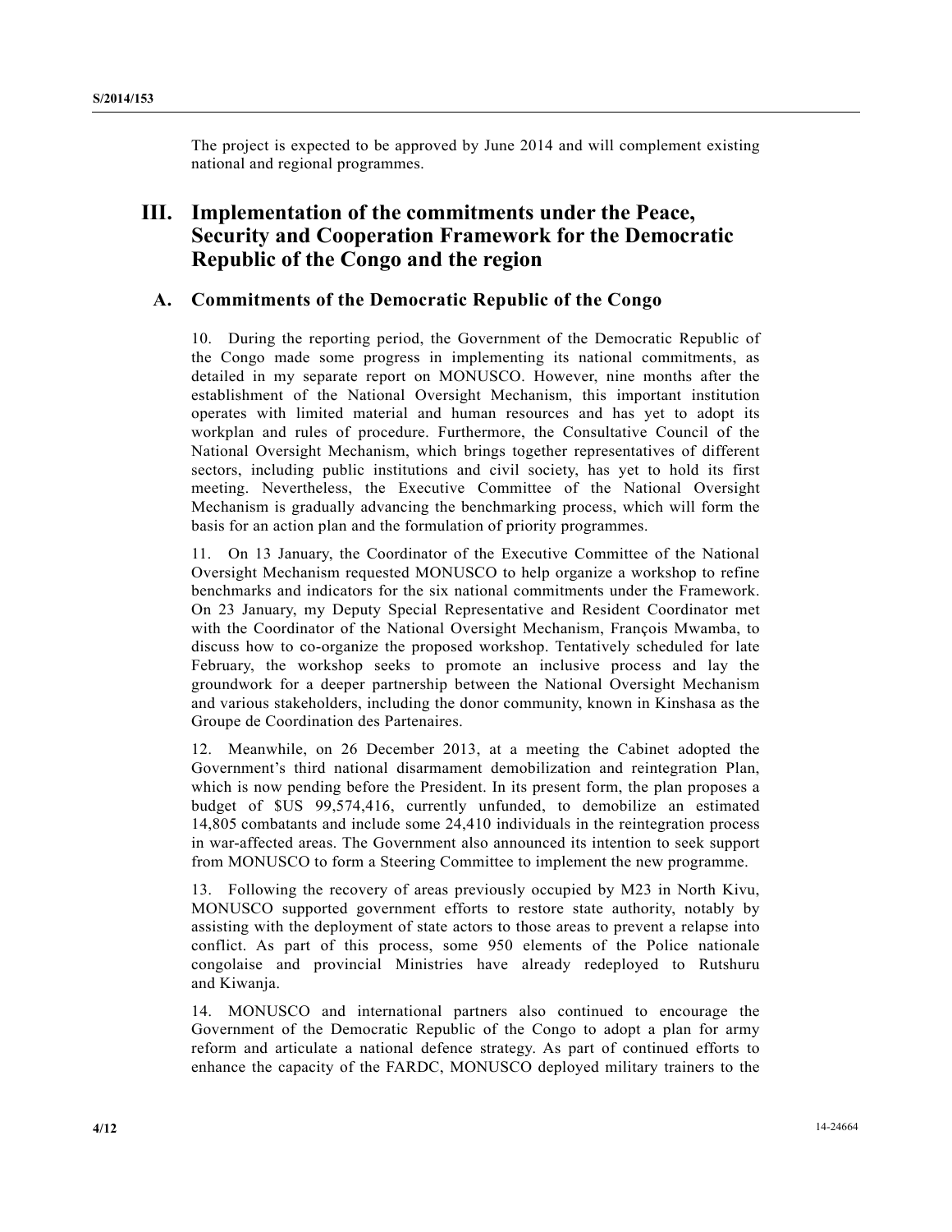The project is expected to be approved by June 2014 and will complement existing national and regional programmes.

## III. Implementation of the commitments under the Peace, Security and Cooperation Framework for the Democratic Republic of the Congo and the region

### A. Commitments of the Democratic Republic of the Congo

10. During the reporting period, the Government of the Democratic Republic of the Congo made some progress in implementing its national commitments, as detailed in my separate report on MONUSCO. However, nine months after the establishment of the National Oversight Mechanism, this important institution operates with limited material and human resources and has yet to adopt its workplan and rules of procedure. Furthermore, the Consultative Council of the National Oversight Mechanism, which brings together representatives of different sectors, including public institutions and civil society, has yet to hold its first meeting. Nevertheless, the Executive Committee of the National Oversight Mechanism is gradually advancing the benchmarking process, which will form the basis for an action plan and the formulation of priority programmes.

11. On 13 January, the Coordinator of the Executive Committee of the National Oversight Mechanism requested MONUSCO to help organize a workshop to refine benchmarks and indicators for the six national commitments under the Framework. On 23 January, my Deputy Special Representative and Resident Coordinator met with the Coordinator of the National Oversight Mechanism, François Mwamba, to discuss how to co-organize the proposed workshop. Tentatively scheduled for late February, the workshop seeks to promote an inclusive process and lay the groundwork for a deeper partnership between the National Oversight Mechanism and various stakeholders, including the donor community, known in Kinshasa as the Groupe de Coordination des Partenaires.

12. Meanwhile, on 26 December 2013, at a meeting the Cabinet adopted the Government's third national disarmament demobilization and reintegration Plan, which is now pending before the President. In its present form, the plan proposes a budget of $US 99,574,416, currently unfunded, to demobilize an estimated 14,805 combatants and include some 24,410 individuals in the reintegration process in war-affected areas. The Government also announced its intention to seek support from MONUSCO to form a Steering Committee to implement the new programme.

13. Following the recovery of areas previously occupied by M23 in North Kivu, MONUSCO supported government efforts to restore state authority, notably by assisting with the deployment of state actors to those areas to prevent a relapse into conflict. As part of this process, some 950 elements of the Police nationale congolaise and provincial Ministries have already redeployed to Rutshuru and Kiwanja.

14. MONUSCO and international partners also continued to encourage the Government of the Democratic Republic of the Congo to adopt a plan for army reform and articulate a national defence strategy. As part of continued efforts to enhance the capacity of the FARDC, MONUSCO deployed military trainers to the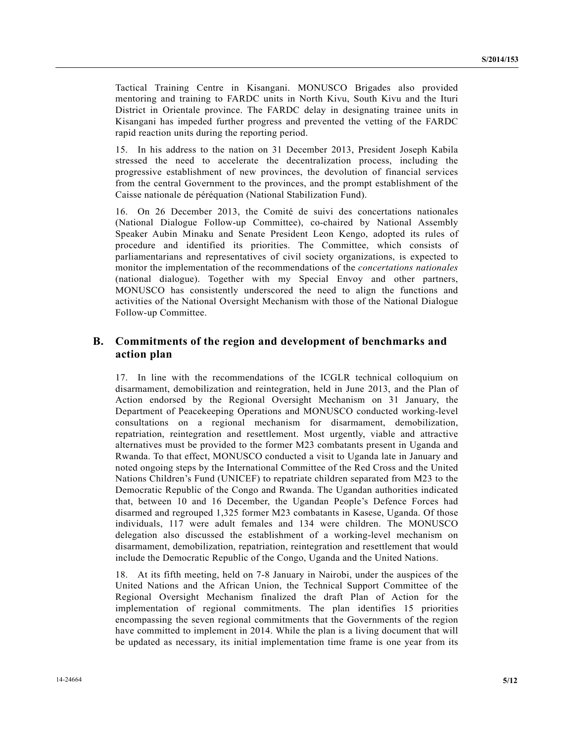Tactical Training Centre in Kisangani. MONUSCO Brigades also provided mentoring and training to FARDC units in North Kivu, South Kivu and the Ituri District in Orientale province. The FARDC delay in designating trainee units in Kisangani has impeded further progress and prevented the vetting of the FARDC rapid reaction units during the reporting period.

15. In his address to the nation on 31 December 2013, President Joseph Kabila stressed the need to accelerate the decentralization process, including the progressive establishment of new provinces, the devolution of financial services from the central Government to the provinces, and the prompt establishment of the Caisse nationale de péréquation (National Stabilization Fund).

16. On 26 December 2013, the Comité de suivi des concertations nationales (National Dialogue Follow-up Committee), co-chaired by National Assembly Speaker Aubin Minaku and Senate President Leon Kengo, adopted its rules of procedure and identified its priorities. The Committee, which consists of parliamentarians and representatives of civil society organizations, is expected to monitor the implementation of the recommendations of the *concertations nationales* (national dialogue). Together with my Special Envoy and other partners, MONUSCO has consistently underscored the need to align the functions and activities of the National Oversight Mechanism with those of the National Dialogue Follow-up Committee.

## B. Commitments of the region and development of benchmarks and action plan

17. In line with the recommendations of the ICGLR technical colloquium on disarmament, demobilization and reintegration, held in June 2013, and the Plan of Action endorsed by the Regional Oversight Mechanism on 31 January, the Department of Peacekeeping Operations and MONUSCO conducted working-level consultations on a regional mechanism for disarmament, demobilization, repatriation, reintegration and resettlement. Most urgently, viable and attractive alternatives must be provided to the former M23 combatants present in Uganda and Rwanda. To that effect, MONUSCO conducted a visit to Uganda late in January and noted ongoing steps by the International Committee of the Red Cross and the United Nations Children's Fund (UNICEF) to repatriate children separated from M23 to the Democratic Republic of the Congo and Rwanda. The Ugandan authorities indicated that, between 10 and 16 December, the Ugandan People's Defence Forces had disarmed and regrouped 1,325 former M23 combatants in Kasese, Uganda. Of those individuals, 117 were adult females and 134 were children. The MONUSCO delegation also discussed the establishment of a working-level mechanism on disarmament, demobilization, repatriation, reintegration and resettlement that would include the Democratic Republic of the Congo, Uganda and the United Nations.

18. At its fifth meeting, held on 7-8 January in Nairobi, under the auspices of the United Nations and the African Union, the Technical Support Committee of the Regional Oversight Mechanism finalized the draft Plan of Action for the implementation of regional commitments. The plan identifies 15 priorities encompassing the seven regional commitments that the Governments of the region have committed to implement in 2014. While the plan is a living document that will be updated as necessary, its initial implementation time frame is one year from its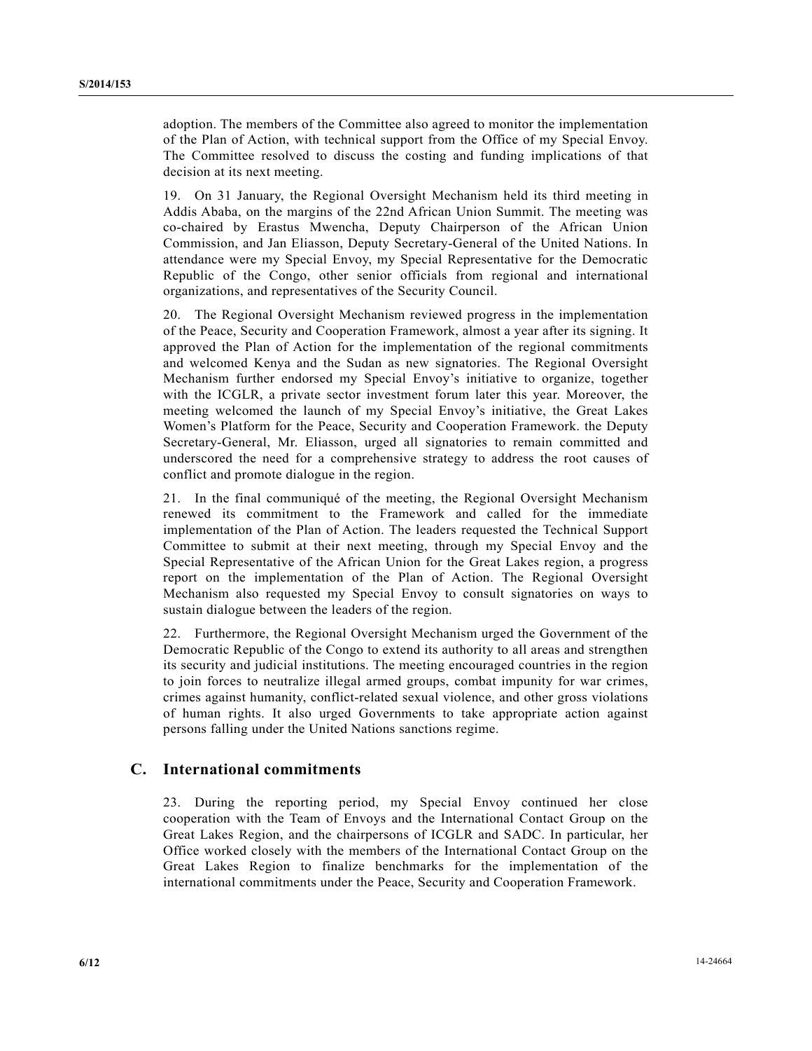adoption. The members of the Committee also agreed to monitor the implementation of the Plan of Action, with technical support from the Office of my Special Envoy. The Committee resolved to discuss the costing and funding implications of that decision at its next meeting.

19. On 31 January, the Regional Oversight Mechanism held its third meeting in Addis Ababa, on the margins of the 22nd African Union Summit. The meeting was co-chaired by Erastus Mwencha, Deputy Chairperson of the African Union Commission, and Jan Eliasson, Deputy Secretary-General of the United Nations. In attendance were my Special Envoy, my Special Representative for the Democratic Republic of the Congo, other senior officials from regional and international organizations, and representatives of the Security Council.

20. The Regional Oversight Mechanism reviewed progress in the implementation of the Peace, Security and Cooperation Framework, almost a year after its signing. It approved the Plan of Action for the implementation of the regional commitments and welcomed Kenya and the Sudan as new signatories. The Regional Oversight Mechanism further endorsed my Special Envoy's initiative to organize, together with the ICGLR, a private sector investment forum later this year. Moreover, the meeting welcomed the launch of my Special Envoy's initiative, the Great Lakes Women's Platform for the Peace, Security and Cooperation Framework. the Deputy Secretary-General, Mr. Eliasson, urged all signatories to remain committed and underscored the need for a comprehensive strategy to address the root causes of conflict and promote dialogue in the region.

21. In the final communiqué of the meeting, the Regional Oversight Mechanism renewed its commitment to the Framework and called for the immediate implementation of the Plan of Action. The leaders requested the Technical Support Committee to submit at their next meeting, through my Special Envoy and the Special Representative of the African Union for the Great Lakes region, a progress report on the implementation of the Plan of Action. The Regional Oversight Mechanism also requested my Special Envoy to consult signatories on ways to sustain dialogue between the leaders of the region.

22. Furthermore, the Regional Oversight Mechanism urged the Government of the Democratic Republic of the Congo to extend its authority to all areas and strengthen its security and judicial institutions. The meeting encouraged countries in the region to join forces to neutralize illegal armed groups, combat impunity for war crimes, crimes against humanity, conflict-related sexual violence, and other gross violations of human rights. It also urged Governments to take appropriate action against persons falling under the United Nations sanctions regime.

## C. International commitments

23. During the reporting period, my Special Envoy continued her close cooperation with the Team of Envoys and the International Contact Group on the Great Lakes Region, and the chairpersons of ICGLR and SADC. In particular, her Office worked closely with the members of the International Contact Group on the Great Lakes Region to finalize benchmarks for the implementation of the international commitments under the Peace, Security and Cooperation Framework.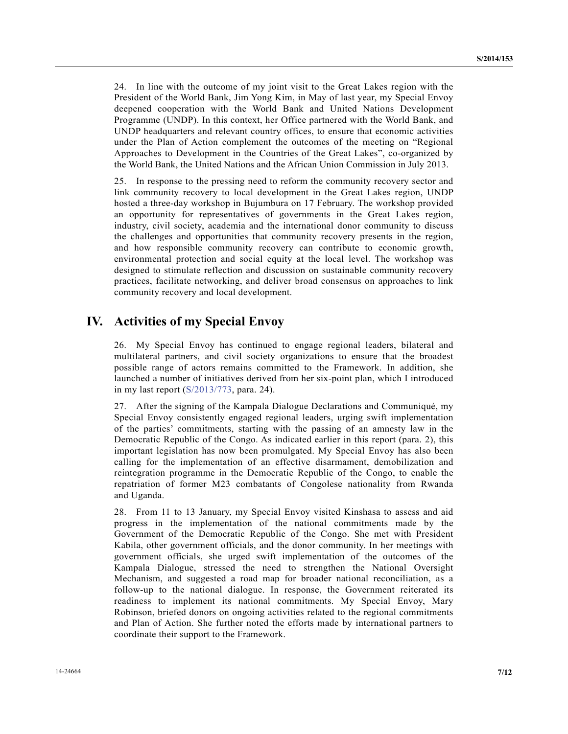24. In line with the outcome of my joint visit to the Great Lakes region with the President of the World Bank, Jim Yong Kim, in May of last year, my Special Envoy deepened cooperation with the World Bank and United Nations Development Programme (UNDP). In this context, her Office partnered with the World Bank, and UNDP headquarters and relevant country offices, to ensure that economic activities under the Plan of Action complement the outcomes of the meeting on "Regional Approaches to Development in the Countries of the Great Lakes", co-organized by the World Bank, the United Nations and the African Union Commission in July 2013.

25. In response to the pressing need to reform the community recovery sector and link community recovery to local development in the Great Lakes region, UNDP hosted a three-day workshop in Bujumbura on 17 February. The workshop provided an opportunity for representatives of governments in the Great Lakes region, industry, civil society, academia and the international donor community to discuss the challenges and opportunities that community recovery presents in the region, and how responsible community recovery can contribute to economic growth, environmental protection and social equity at the local level. The workshop was designed to stimulate reflection and discussion on sustainable community recovery practices, facilitate networking, and deliver broad consensus on approaches to link community recovery and local development.

## IV. Activities of my Special Envoy

26. My Special Envoy has continued to engage regional leaders, bilateral and multilateral partners, and civil society organizations to ensure that the broadest possible range of actors remains committed to the Framework. In addition, she launched a number of initiatives derived from her six-point plan, which I introduced in my last report (S/2013/773, para. 24).

27. After the signing of the Kampala Dialogue Declarations and Communiqué, my Special Envoy consistently engaged regional leaders, urging swift implementation of the parties' commitments, starting with the passing of an amnesty law in the Democratic Republic of the Congo. As indicated earlier in this report (para. 2), this important legislation has now been promulgated. My Special Envoy has also been calling for the implementation of an effective disarmament, demobilization and reintegration programme in the Democratic Republic of the Congo, to enable the repatriation of former M23 combatants of Congolese nationality from Rwanda and Uganda.

28. From 11 to 13 January, my Special Envoy visited Kinshasa to assess and aid progress in the implementation of the national commitments made by the Government of the Democratic Republic of the Congo. She met with President Kabila, other government officials, and the donor community. In her meetings with government officials, she urged swift implementation of the outcomes of the Kampala Dialogue, stressed the need to strengthen the National Oversight Mechanism, and suggested a road map for broader national reconciliation, as a follow-up to the national dialogue. In response, the Government reiterated its readiness to implement its national commitments. My Special Envoy, Mary Robinson, briefed donors on ongoing activities related to the regional commitments and Plan of Action. She further noted the efforts made by international partners to coordinate their support to the Framework.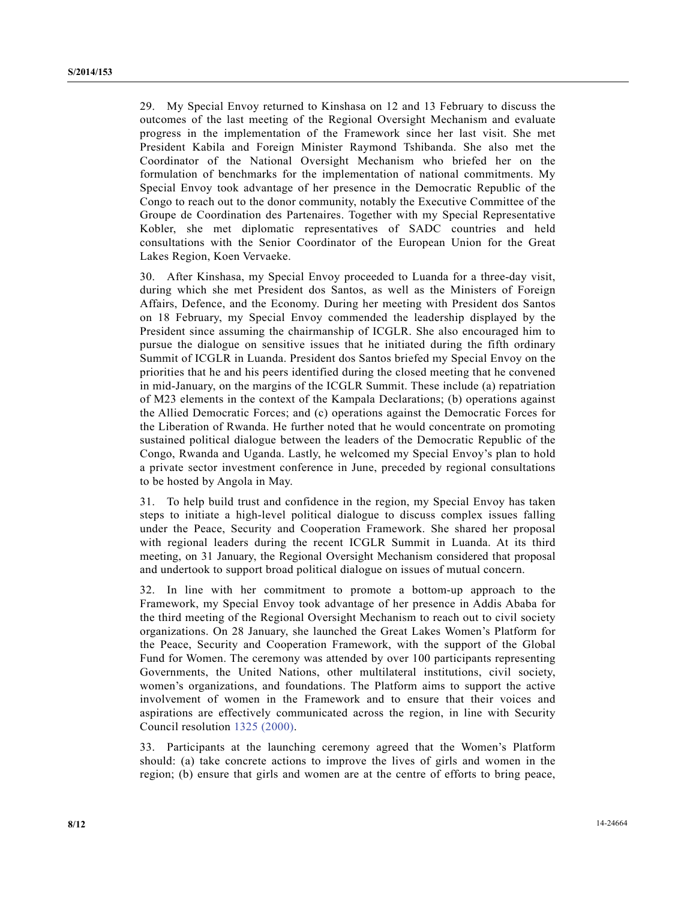29. My Special Envoy returned to Kinshasa on 12 and 13 February to discuss the outcomes of the last meeting of the Regional Oversight Mechanism and evaluate progress in the implementation of the Framework since her last visit. She met President Kabila and Foreign Minister Raymond Tshibanda. She also met the Coordinator of the National Oversight Mechanism who briefed her on the formulation of benchmarks for the implementation of national commitments. My Special Envoy took advantage of her presence in the Democratic Republic of the Congo to reach out to the donor community, notably the Executive Committee of the Groupe de Coordination des Partenaires. Together with my Special Representative Kobler, she met diplomatic representatives of SADC countries and held consultations with the Senior Coordinator of the European Union for the Great Lakes Region, Koen Vervaeke.

30. After Kinshasa, my Special Envoy proceeded to Luanda for a three-day visit, during which she met President dos Santos, as well as the Ministers of Foreign Affairs, Defence, and the Economy. During her meeting with President dos Santos on 18 February, my Special Envoy commended the leadership displayed by the President since assuming the chairmanship of ICGLR. She also encouraged him to pursue the dialogue on sensitive issues that he initiated during the fifth ordinary Summit of ICGLR in Luanda. President dos Santos briefed my Special Envoy on the priorities that he and his peers identified during the closed meeting that he convened in mid-January, on the margins of the ICGLR Summit. These include (a) repatriation of M23 elements in the context of the Kampala Declarations; (b) operations against the Allied Democratic Forces; and (c) operations against the Democratic Forces for the Liberation of Rwanda. He further noted that he would concentrate on promoting sustained political dialogue between the leaders of the Democratic Republic of the Congo, Rwanda and Uganda. Lastly, he welcomed my Special Envoy's plan to hold a private sector investment conference in June, preceded by regional consultations to be hosted by Angola in May.

31. To help build trust and confidence in the region, my Special Envoy has taken steps to initiate a high-level political dialogue to discuss complex issues falling under the Peace, Security and Cooperation Framework. She shared her proposal with regional leaders during the recent ICGLR Summit in Luanda. At its third meeting, on 31 January, the Regional Oversight Mechanism considered that proposal and undertook to support broad political dialogue on issues of mutual concern.

32. In line with her commitment to promote a bottom-up approach to the Framework, my Special Envoy took advantage of her presence in Addis Ababa for the third meeting of the Regional Oversight Mechanism to reach out to civil society organizations. On 28 January, she launched the Great Lakes Women's Platform for the Peace, Security and Cooperation Framework, with the support of the Global Fund for Women. The ceremony was attended by over 100 participants representing Governments, the United Nations, other multilateral institutions, civil society, women's organizations, and foundations. The Platform aims to support the active involvement of women in the Framework and to ensure that their voices and aspirations are effectively communicated across the region, in line with Security Council resolution 1325 (2000).

33. Participants at the launching ceremony agreed that the Women's Platform should: (a) take concrete actions to improve the lives of girls and women in the region; (b) ensure that girls and women are at the centre of efforts to bring peace,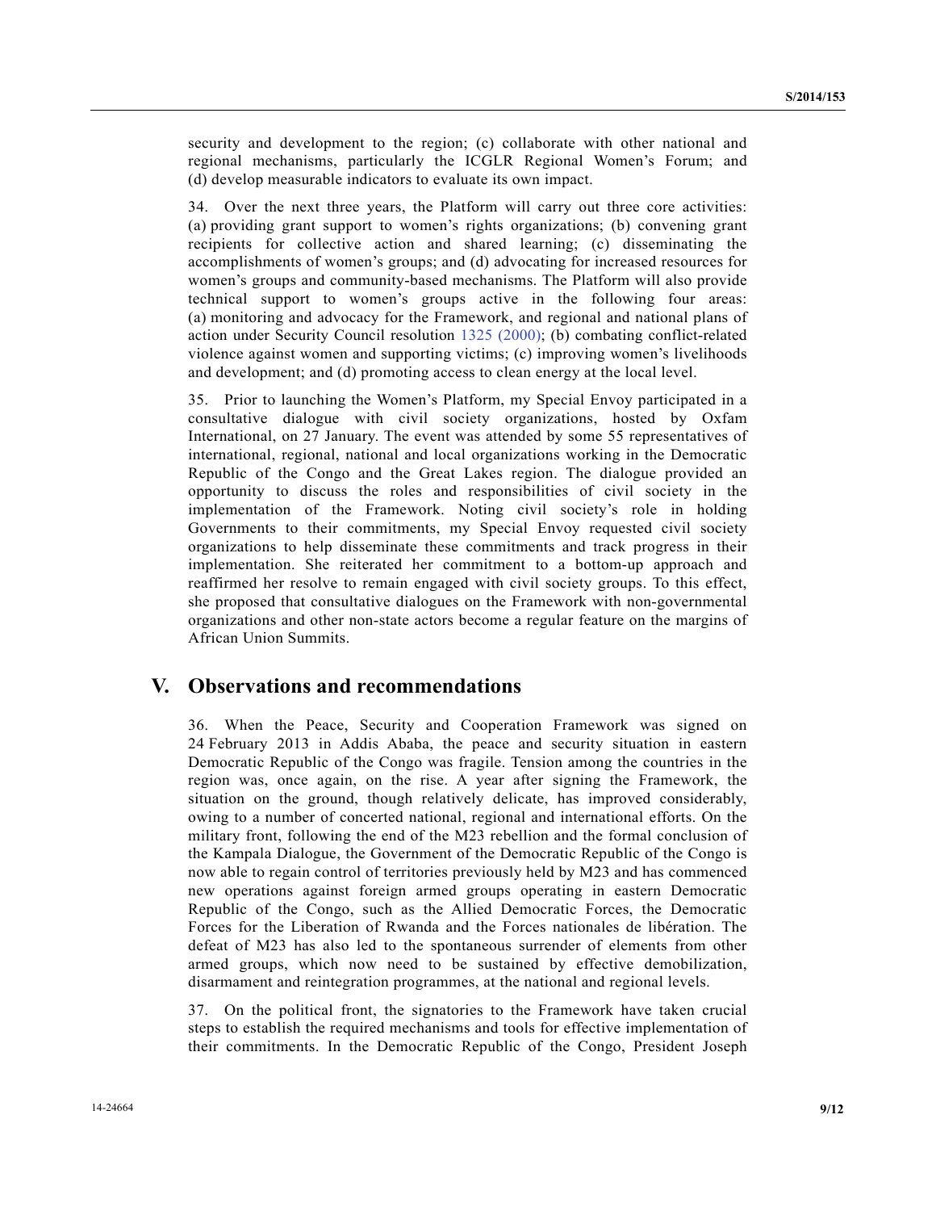security and development to the region; (c) collaborate with other national and regional mechanisms, particularly the ICGLR Regional Women's Forum; and (d) develop measurable indicators to evaluate its own impact.

34. Over the next three years, the Platform will carry out three core activities: (a) providing grant support to women's rights organizations; (b) convening grant recipients for collective action and shared learning; (c) disseminating the accomplishments of women's groups; and (d) advocating for increased resources for women's groups and community-based mechanisms. The Platform will also provide technical support to women's groups active in the following four areas: (a) monitoring and advocacy for the Framework, and regional and national plans of action under Security Council resolution 1325 (2000); (b) combating conflict-related violence against women and supporting victims; (c) improving women's livelihoods and development; and (d) promoting access to clean energy at the local level.

35. Prior to launching the Women's Platform, my Special Envoy participated in a consultative dialogue with civil society organizations, hosted by Oxfam International, on 27 January. The event was attended by some 55 representatives of international, regional, national and local organizations working in the Democratic Republic of the Congo and the Great Lakes region. The dialogue provided an opportunity to discuss the roles and responsibilities of civil society in the implementation of the Framework. Noting civil society's role in holding Governments to their commitments, my Special Envoy requested civil society organizations to help disseminate these commitments and track progress in their implementation. She reiterated her commitment to a bottom-up approach and reaffirmed her resolve to remain engaged with civil society groups. To this effect, she proposed that consultative dialogues on the Framework with non-governmental organizations and other non-state actors become a regular feature on the margins of African Union Summits.

## V. Observations and recommendations

36. When the Peace, Security and Cooperation Framework was signed on 24 February 2013 in Addis Ababa, the peace and security situation in eastern Democratic Republic of the Congo was fragile. Tension among the countries in the region was, once again, on the rise. A year after signing the Framework, the situation on the ground, though relatively delicate, has improved considerably, owing to a number of concerted national, regional and international efforts. On the military front, following the end of the M23 rebellion and the formal conclusion of the Kampala Dialogue, the Government of the Democratic Republic of the Congo is now able to regain control of territories previously held by M23 and has commenced new operations against foreign armed groups operating in eastern Democratic Republic of the Congo, such as the Allied Democratic Forces, the Democratic Forces for the Liberation of Rwanda and the Forces nationales de libération. The defeat of M23 has also led to the spontaneous surrender of elements from other armed groups, which now need to be sustained by effective demobilization, disarmament and reintegration programmes, at the national and regional levels.

37. On the political front, the signatories to the Framework have taken crucial steps to establish the required mechanisms and tools for effective implementation of their commitments. In the Democratic Republic of the Congo, President Joseph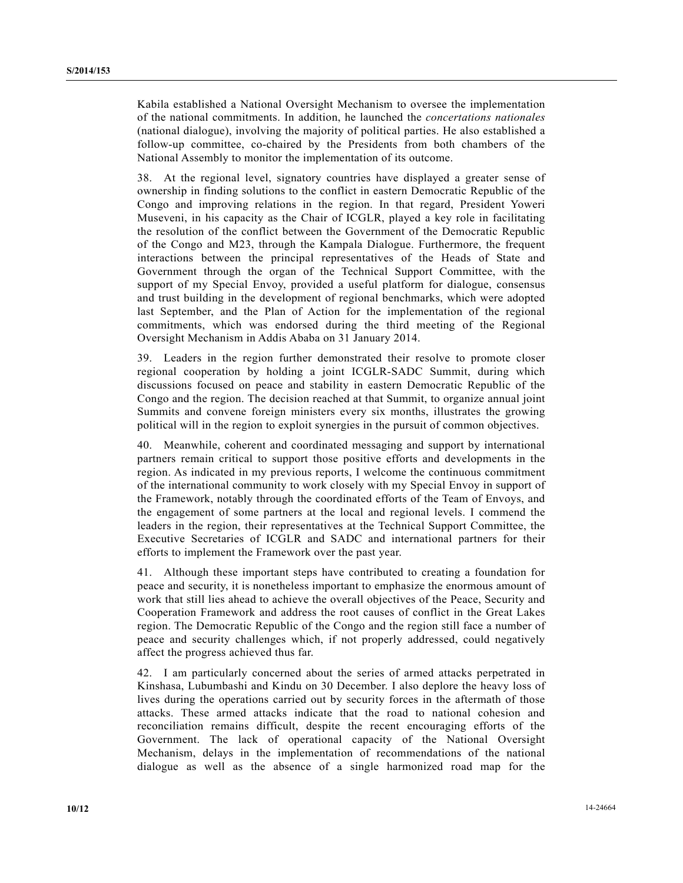Kabila established a National Oversight Mechanism to oversee the implementation of the national commitments. In addition, he launched the *concertations nationales* (national dialogue), involving the majority of political parties. He also established a follow-up committee, co-chaired by the Presidents from both chambers of the National Assembly to monitor the implementation of its outcome.

38. At the regional level, signatory countries have displayed a greater sense of ownership in finding solutions to the conflict in eastern Democratic Republic of the Congo and improving relations in the region. In that regard, President Yoweri Museveni, in his capacity as the Chair of ICGLR, played a key role in facilitating the resolution of the conflict between the Government of the Democratic Republic of the Congo and M23, through the Kampala Dialogue. Furthermore, the frequent interactions between the principal representatives of the Heads of State and Government through the organ of the Technical Support Committee, with the support of my Special Envoy, provided a useful platform for dialogue, consensus and trust building in the development of regional benchmarks, which were adopted last September, and the Plan of Action for the implementation of the regional commitments, which was endorsed during the third meeting of the Regional Oversight Mechanism in Addis Ababa on 31 January 2014.

39. Leaders in the region further demonstrated their resolve to promote closer regional cooperation by holding a joint ICGLR-SADC Summit, during which discussions focused on peace and stability in eastern Democratic Republic of the Congo and the region. The decision reached at that Summit, to organize annual joint Summits and convene foreign ministers every six months, illustrates the growing political will in the region to exploit synergies in the pursuit of common objectives.

40. Meanwhile, coherent and coordinated messaging and support by international partners remain critical to support those positive efforts and developments in the region. As indicated in my previous reports, I welcome the continuous commitment of the international community to work closely with my Special Envoy in support of the Framework, notably through the coordinated efforts of the Team of Envoys, and the engagement of some partners at the local and regional levels. I commend the leaders in the region, their representatives at the Technical Support Committee, the Executive Secretaries of ICGLR and SADC and international partners for their efforts to implement the Framework over the past year.

41. Although these important steps have contributed to creating a foundation for peace and security, it is nonetheless important to emphasize the enormous amount of work that still lies ahead to achieve the overall objectives of the Peace, Security and Cooperation Framework and address the root causes of conflict in the Great Lakes region. The Democratic Republic of the Congo and the region still face a number of peace and security challenges which, if not properly addressed, could negatively affect the progress achieved thus far.

42. I am particularly concerned about the series of armed attacks perpetrated in Kinshasa, Lubumbashi and Kindu on 30 December. I also deplore the heavy loss of lives during the operations carried out by security forces in the aftermath of those attacks. These armed attacks indicate that the road to national cohesion and reconciliation remains difficult, despite the recent encouraging efforts of the Government. The lack of operational capacity of the National Oversight Mechanism, delays in the implementation of recommendations of the national dialogue as well as the absence of a single harmonized road map for the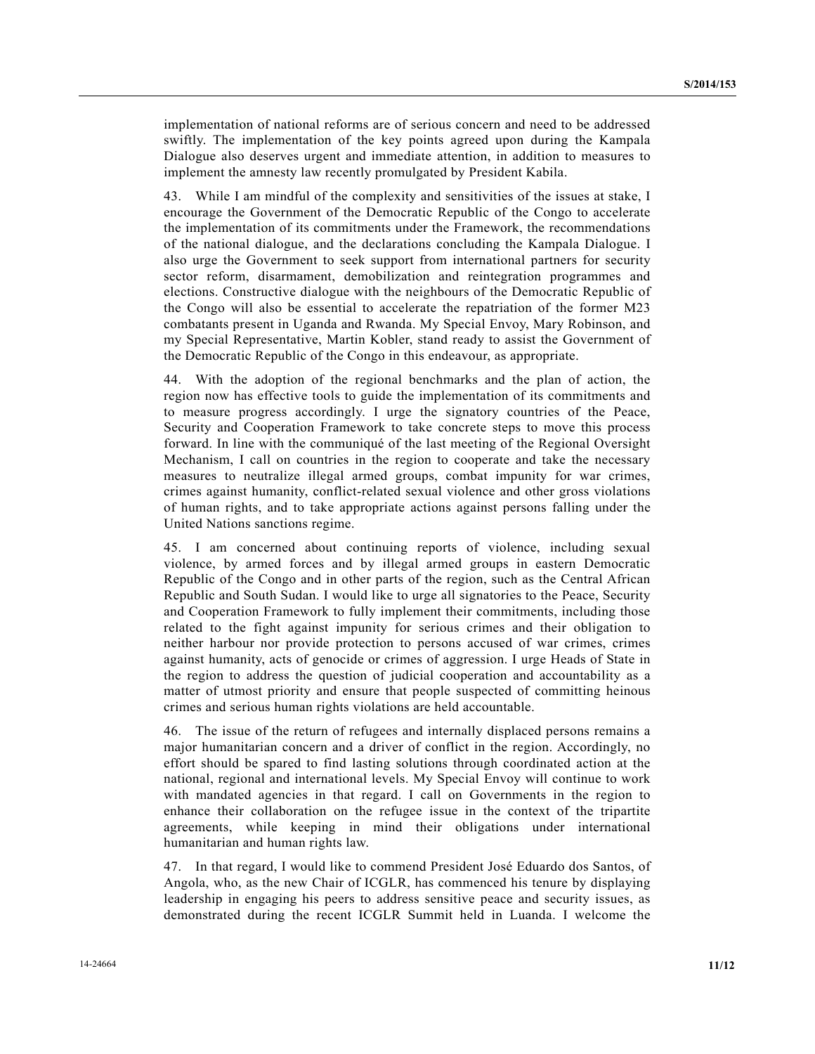implementation of national reforms are of serious concern and need to be addressed swiftly. The implementation of the key points agreed upon during the Kampala Dialogue also deserves urgent and immediate attention, in addition to measures to implement the amnesty law recently promulgated by President Kabila.

43. While I am mindful of the complexity and sensitivities of the issues at stake, I encourage the Government of the Democratic Republic of the Congo to accelerate the implementation of its commitments under the Framework, the recommendations of the national dialogue, and the declarations concluding the Kampala Dialogue. I also urge the Government to seek support from international partners for security sector reform, disarmament, demobilization and reintegration programmes and elections. Constructive dialogue with the neighbours of the Democratic Republic of the Congo will also be essential to accelerate the repatriation of the former M23 combatants present in Uganda and Rwanda. My Special Envoy, Mary Robinson, and my Special Representative, Martin Kobler, stand ready to assist the Government of the Democratic Republic of the Congo in this endeavour, as appropriate.

44. With the adoption of the regional benchmarks and the plan of action, the region now has effective tools to guide the implementation of its commitments and to measure progress accordingly. I urge the signatory countries of the Peace, Security and Cooperation Framework to take concrete steps to move this process forward. In line with the communiqué of the last meeting of the Regional Oversight Mechanism, I call on countries in the region to cooperate and take the necessary measures to neutralize illegal armed groups, combat impunity for war crimes, crimes against humanity, conflict-related sexual violence and other gross violations of human rights, and to take appropriate actions against persons falling under the United Nations sanctions regime.

45. I am concerned about continuing reports of violence, including sexual violence, by armed forces and by illegal armed groups in eastern Democratic Republic of the Congo and in other parts of the region, such as the Central African Republic and South Sudan. I would like to urge all signatories to the Peace, Security and Cooperation Framework to fully implement their commitments, including those related to the fight against impunity for serious crimes and their obligation to neither harbour nor provide protection to persons accused of war crimes, crimes against humanity, acts of genocide or crimes of aggression. I urge Heads of State in the region to address the question of judicial cooperation and accountability as a matter of utmost priority and ensure that people suspected of committing heinous crimes and serious human rights violations are held accountable.

46. The issue of the return of refugees and internally displaced persons remains a major humanitarian concern and a driver of conflict in the region. Accordingly, no effort should be spared to find lasting solutions through coordinated action at the national, regional and international levels. My Special Envoy will continue to work with mandated agencies in that regard. I call on Governments in the region to enhance their collaboration on the refugee issue in the context of the tripartite agreements, while keeping in mind their obligations under international humanitarian and human rights law.

47. In that regard, I would like to commend President José Eduardo dos Santos, of Angola, who, as the new Chair of ICGLR, has commenced his tenure by displaying leadership in engaging his peers to address sensitive peace and security issues, as demonstrated during the recent ICGLR Summit held in Luanda. I welcome the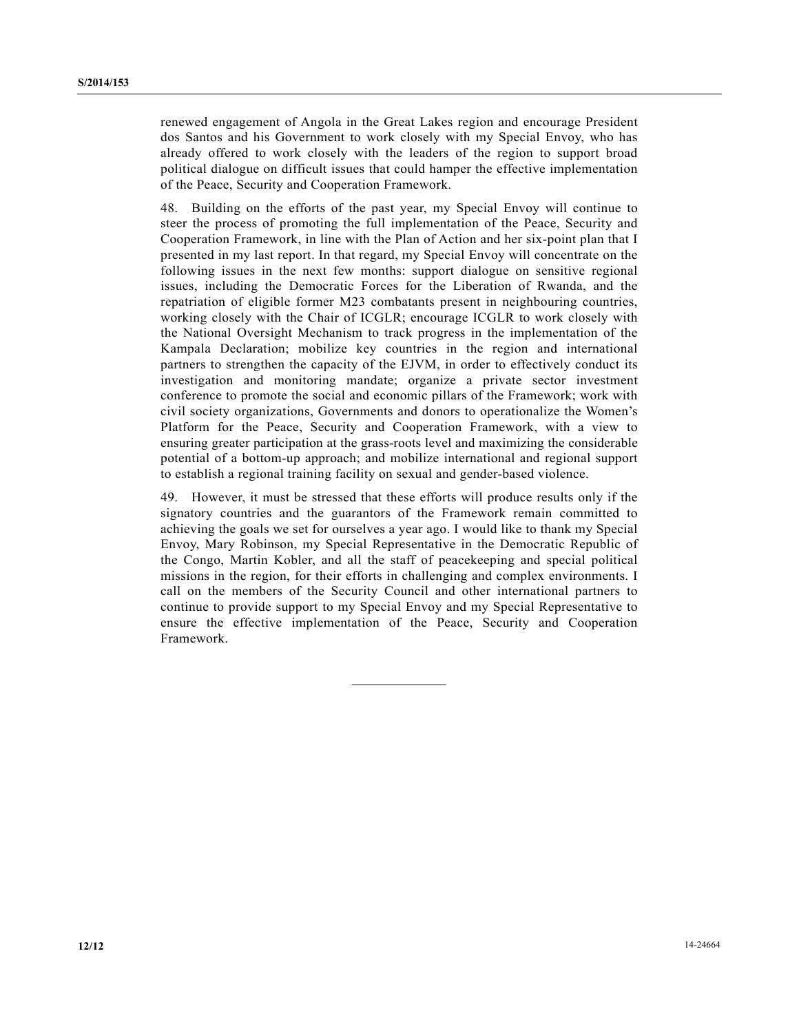renewed engagement of Angola in the Great Lakes region and encourage President dos Santos and his Government to work closely with my Special Envoy, who has already offered to work closely with the leaders of the region to support broad political dialogue on difficult issues that could hamper the effective implementation of the Peace, Security and Cooperation Framework.

48. Building on the efforts of the past year, my Special Envoy will continue to steer the process of promoting the full implementation of the Peace, Security and Cooperation Framework, in line with the Plan of Action and her six-point plan that I presented in my last report. In that regard, my Special Envoy will concentrate on the following issues in the next few months: support dialogue on sensitive regional issues, including the Democratic Forces for the Liberation of Rwanda, and the repatriation of eligible former M23 combatants present in neighbouring countries, working closely with the Chair of ICGLR; encourage ICGLR to work closely with the National Oversight Mechanism to track progress in the implementation of the Kampala Declaration; mobilize key countries in the region and international partners to strengthen the capacity of the EJVM, in order to effectively conduct its investigation and monitoring mandate; organize a private sector investment conference to promote the social and economic pillars of the Framework; work with civil society organizations, Governments and donors to operationalize the Women's Platform for the Peace, Security and Cooperation Framework, with a view to ensuring greater participation at the grass-roots level and maximizing the considerable potential of a bottom-up approach; and mobilize international and regional support to establish a regional training facility on sexual and gender-based violence.

49. However, it must be stressed that these efforts will produce results only if the signatory countries and the guarantors of the Framework remain committed to achieving the goals we set for ourselves a year ago. I would like to thank my Special Envoy, Mary Robinson, my Special Representative in the Democratic Republic of the Congo, Martin Kobler, and all the staff of peacekeeping and special political missions in the region, for their efforts in challenging and complex environments. I call on the members of the Security Council and other international partners to continue to provide support to my Special Envoy and my Special Representative to ensure the effective implementation of the Peace, Security and Cooperation Framework.